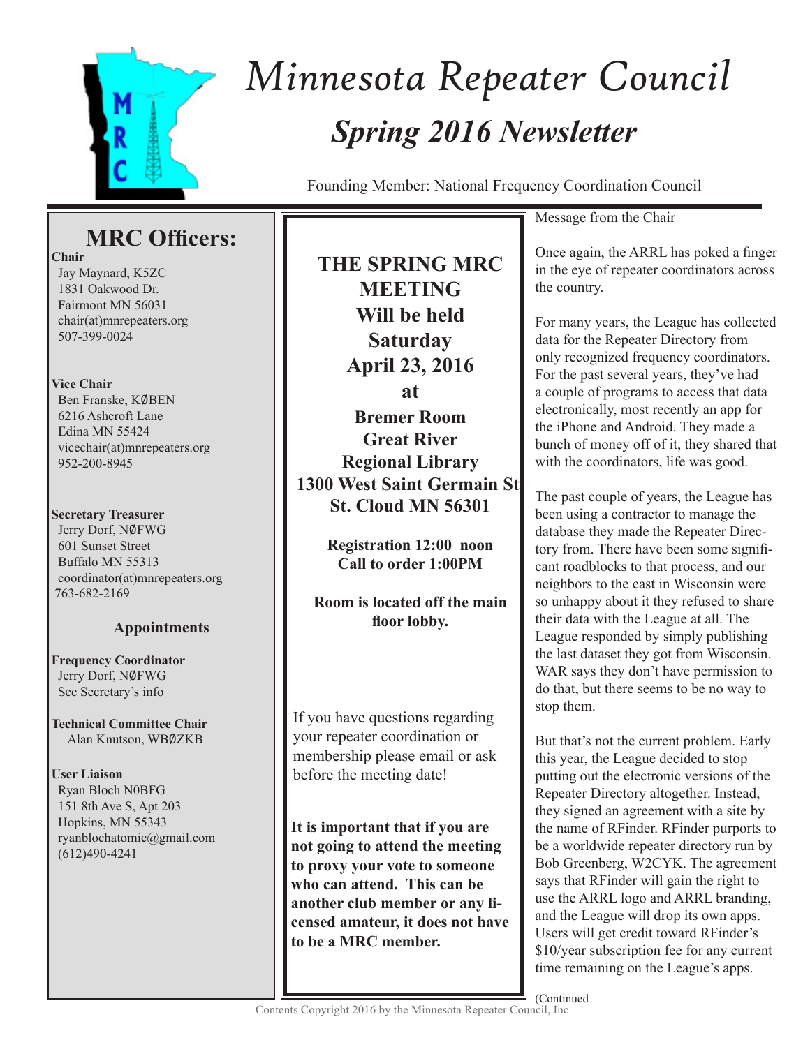# Minnesota Repeater Council

## *Spring 2016 Newsletter*

Founding Member: National Frequency Coordination Council

## MRC Officers:

**Chair**
Jay Maynard, K5ZC
1831 Oakwood Dr.
Fairmont MN 56031
chair(at)mnrepeaters.org
507-399-0024

**Vice Chair**
Ben Franske, KØBEN
6216 Ashcroft Lane
Edina MN 55424
vicechair(at)mnrepeaters.org
952-200-8945

**Secretary Treasurer**
Jerry Dorf, NØFWG
601 Sunset Street
Buffalo MN 55313
coordinator(at)mnrepeaters.org
763-682-2169

### Appointments

**Frequency Coordinator**
Jerry Dorf, NØFWG
See Secretary's info

**Technical Committee Chair**
Alan Knutson, WBØZKB

**User Liaison**
Ryan Bloch N0BFG
151 8th Ave S, Apt 203
Hopkins, MN 55343
ryanblochatomic@gmail.com
(612)490-4241

**THE SPRING MRC MEETING**
**Will be held**
**Saturday**
**April 23, 2016**
**at**
**Bremer Room**
**Great River**
**Regional Library**
**1300 West Saint Germain St**
**St. Cloud MN 56301**

**Registration 12:00 noon**
**Call to order 1:00PM**

**Room is located off the main floor lobby.**

If you have questions regarding your repeater coordination or membership please email or ask before the meeting date!

**It is important that if you are not going to attend the meeting to proxy your vote to someone who can attend. This can be another club member or any licensed amateur, it does not have to be a MRC member.**

Message from the Chair

Once again, the ARRL has poked a finger in the eye of repeater coordinators across the country.

For many years, the League has collected data for the Repeater Directory from only recognized frequency coordinators. For the past several years, they've had a couple of programs to access that data electronically, most recently an app for the iPhone and Android. They made a bunch of money off of it, they shared that with the coordinators, life was good.

The past couple of years, the League has been using a contractor to manage the database they made the Repeater Directory from. There have been some significant roadblocks to that process, and our neighbors to the east in Wisconsin were so unhappy about it they refused to share their data with the League at all. The League responded by simply publishing the last dataset they got from Wisconsin. WAR says they don't have permission to do that, but there seems to be no way to stop them.

But that's not the current problem. Early this year, the League decided to stop putting out the electronic versions of the Repeater Directory altogether. Instead, they signed an agreement with a site by the name of RFinder. RFinder purports to be a worldwide repeater directory run by Bob Greenberg, W2CYK. The agreement says that RFinder will gain the right to use the ARRL logo and ARRL branding, and the League will drop its own apps. Users will get credit toward RFinder's $10/year subscription fee for any current time remaining on the League's apps.

(Continued

Contents Copyright 2016 by the Minnesota Repeater Council, Inc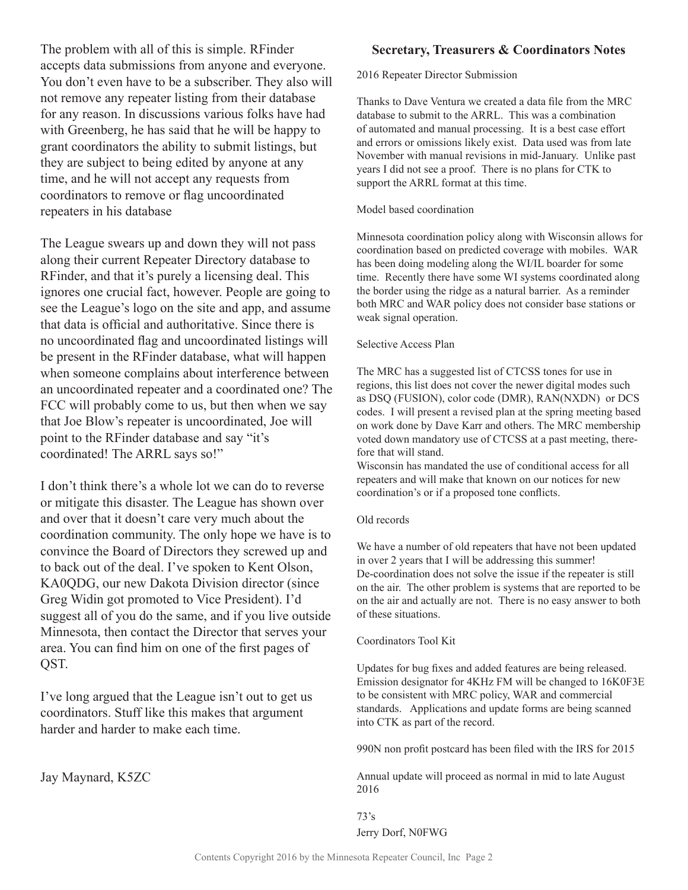The problem with all of this is simple. RFinder accepts data submissions from anyone and everyone. You don't even have to be a subscriber. They also will not remove any repeater listing from their database for any reason. In discussions various folks have had with Greenberg, he has said that he will be happy to grant coordinators the ability to submit listings, but they are subject to being edited by anyone at any time, and he will not accept any requests from coordinators to remove or flag uncoordinated repeaters in his database

The League swears up and down they will not pass along their current Repeater Directory database to RFinder, and that it's purely a licensing deal. This ignores one crucial fact, however. People are going to see the League's logo on the site and app, and assume that data is official and authoritative. Since there is no uncoordinated flag and uncoordinated listings will be present in the RFinder database, what will happen when someone complains about interference between an uncoordinated repeater and a coordinated one? The FCC will probably come to us, but then when we say that Joe Blow's repeater is uncoordinated, Joe will point to the RFinder database and say "it's coordinated! The ARRL says so!"

I don't think there's a whole lot we can do to reverse or mitigate this disaster. The League has shown over and over that it doesn't care very much about the coordination community. The only hope we have is to convince the Board of Directors they screwed up and to back out of the deal. I've spoken to Kent Olson, KA0QDG, our new Dakota Division director (since Greg Widin got promoted to Vice President). I'd suggest all of you do the same, and if you live outside Minnesota, then contact the Director that serves your area. You can find him on one of the first pages of QST.

I've long argued that the League isn't out to get us coordinators. Stuff like this makes that argument harder and harder to make each time.

Jay Maynard, K5ZC

## Secretary, Treasurers & Coordinators Notes

2016 Repeater Director Submission

Thanks to Dave Ventura we created a data file from the MRC database to submit to the ARRL. This was a combination of automated and manual processing. It is a best case effort and errors or omissions likely exist. Data used was from late November with manual revisions in mid-January. Unlike past years I did not see a proof. There is no plans for CTK to support the ARRL format at this time.

Model based coordination

Minnesota coordination policy along with Wisconsin allows for coordination based on predicted coverage with mobiles. WAR has been doing modeling along the WI/IL boarder for some time. Recently there have some WI systems coordinated along the border using the ridge as a natural barrier. As a reminder both MRC and WAR policy does not consider base stations or weak signal operation.

Selective Access Plan

The MRC has a suggested list of CTCSS tones for use in regions, this list does not cover the newer digital modes such as DSQ (FUSION), color code (DMR), RAN(NXDN) or DCS codes. I will present a revised plan at the spring meeting based on work done by Dave Karr and others. The MRC membership voted down mandatory use of CTCSS at a past meeting, therefore that will stand.
Wisconsin has mandated the use of conditional access for all repeaters and will make that known on our notices for new coordination's or if a proposed tone conflicts.

Old records

We have a number of old repeaters that have not been updated in over 2 years that I will be addressing this summer! De-coordination does not solve the issue if the repeater is still on the air. The other problem is systems that are reported to be on the air and actually are not. There is no easy answer to both of these situations.

Coordinators Tool Kit

Updates for bug fixes and added features are being released. Emission designator for 4KHz FM will be changed to 16K0F3E to be consistent with MRC policy, WAR and commercial standards. Applications and update forms are being scanned into CTK as part of the record.

990N non profit postcard has been filed with the IRS for 2015

Annual update will proceed as normal in mid to late August 2016

73's
Jerry Dorf, N0FWG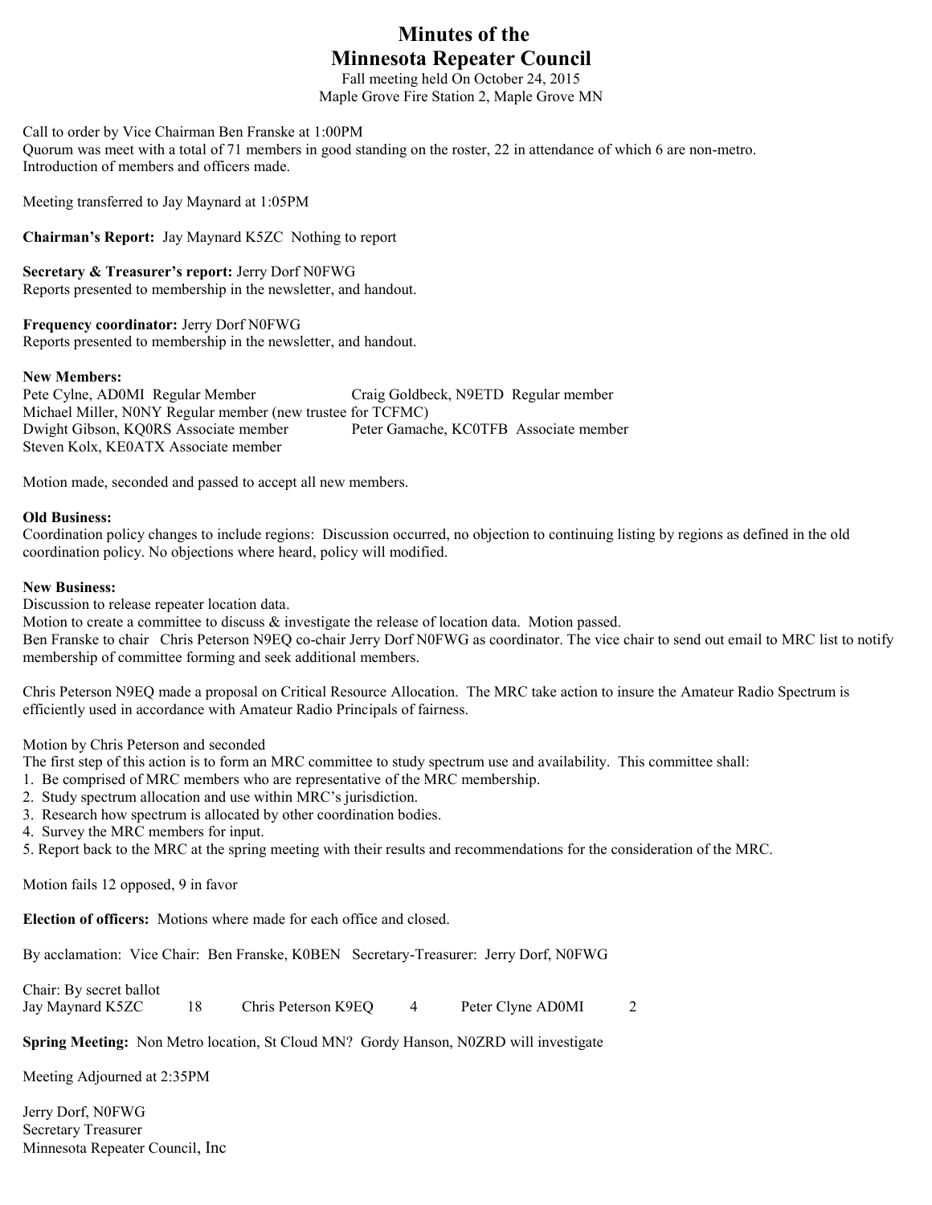# Minutes of the Minnesota Repeater Council

Fall meeting held On October 24, 2015
Maple Grove Fire Station 2, Maple Grove MN

Call to order by Vice Chairman Ben Franske at 1:00PM
Quorum was meet with a total of 71 members in good standing on the roster, 22 in attendance of which 6 are non-metro.
Introduction of members and officers made.

Meeting transferred to Jay Maynard at 1:05PM

**Chairman's Report:** Jay Maynard K5ZC Nothing to report

**Secretary & Treasurer's report:** Jerry Dorf N0FWG
Reports presented to membership in the newsletter, and handout.

**Frequency coordinator:** Jerry Dorf N0FWG
Reports presented to membership in the newsletter, and handout.

**New Members:**
Pete Cylne, AD0MI Regular Member
Craig Goldbeck, N9ETD Regular member
Michael Miller, N0NY Regular member (new trustee for TCFMC)
Dwight Gibson, KQ0RS Associate member
Peter Gamache, KC0TFB Associate member
Steven Kolx, KE0ATX Associate member

Motion made, seconded and passed to accept all new members.

**Old Business:**
Coordination policy changes to include regions: Discussion occurred, no objection to continuing listing by regions as defined in the old coordination policy. No objections where heard, policy will modified.

**New Business:**
Discussion to release repeater location data.
Motion to create a committee to discuss & investigate the release of location data. Motion passed.
Ben Franske to chair Chris Peterson N9EQ co-chair Jerry Dorf N0FWG as coordinator. The vice chair to send out email to MRC list to notify membership of committee forming and seek additional members.

Chris Peterson N9EQ made a proposal on Critical Resource Allocation. The MRC take action to insure the Amateur Radio Spectrum is efficiently used in accordance with Amateur Radio Principals of fairness.

Motion by Chris Peterson and seconded
The first step of this action is to form an MRC committee to study spectrum use and availability. This committee shall:

1. Be comprised of MRC members who are representative of the MRC membership.
2. Study spectrum allocation and use within MRC's jurisdiction.
3. Research how spectrum is allocated by other coordination bodies.
4. Survey the MRC members for input.
5. Report back to the MRC at the spring meeting with their results and recommendations for the consideration of the MRC.

Motion fails 12 opposed, 9 in favor

**Election of officers:** Motions where made for each office and closed.

By acclamation: Vice Chair: Ben Franske, K0BEN Secretary-Treasurer: Jerry Dorf, N0FWG

Chair: By secret ballot

| | | | | | |
|---|---|---|---|---|---|
| Jay Maynard K5ZC | 18 | Chris Peterson K9EQ | 4 | Peter Clyne AD0MI | 2 |

**Spring Meeting:** Non Metro location, St Cloud MN? Gordy Hanson, N0ZRD will investigate

Meeting Adjourned at 2:35PM

Jerry Dorf, N0FWG
Secretary Treasurer
Minnesota Repeater Council, Inc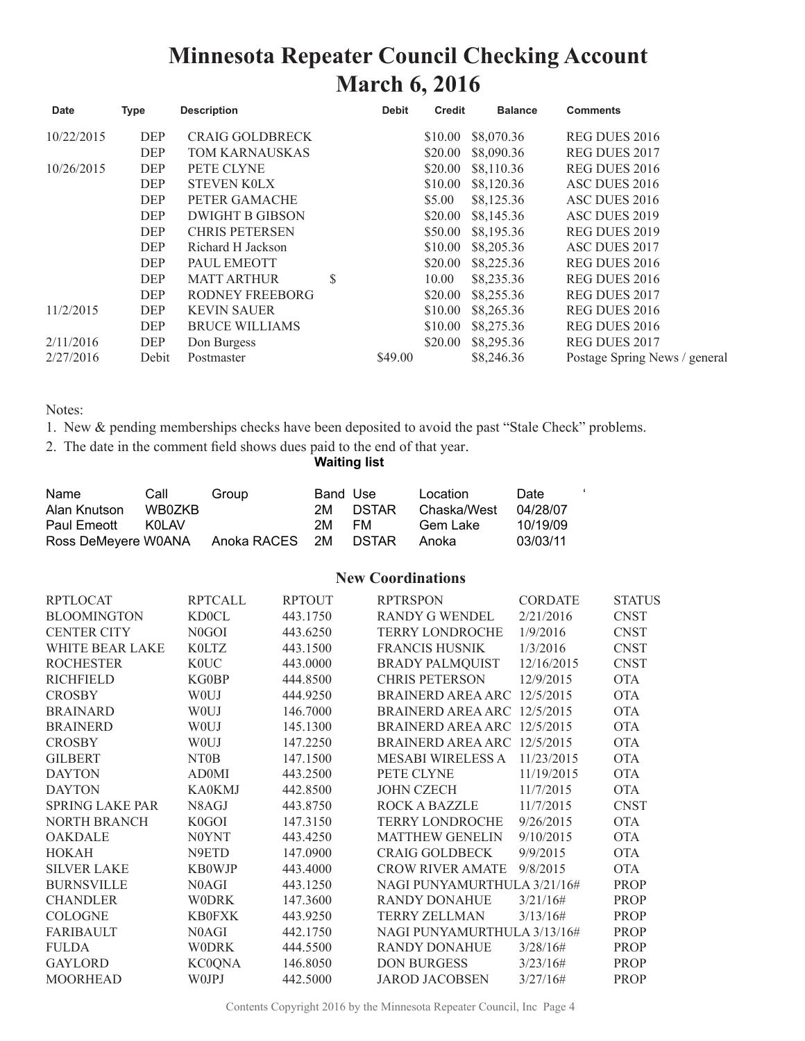# Minnesota Repeater Council Checking Account
## March 6, 2016

| Date | Type | Description | Debit | Credit | Balance | Comments |
|---|---|---|---|---|---|---|
| 10/22/2015 | DEP | CRAIG GOLDBRECK | | $10.00 | $8,070.36 | REG DUES 2016 |
| | DEP | TOM KARNAUSKAS | | $20.00 | $8,090.36 | REG DUES 2017 |
| 10/26/2015 | DEP | PETE CLYNE | | $20.00 | $8,110.36 | REG DUES 2016 |
| | DEP | STEVEN K0LX | | $10.00 | $8,120.36 | ASC DUES 2016 |
| | DEP | PETER GAMACHE | | $5.00 | $8,125.36 | ASC DUES 2016 |
| | DEP | DWIGHT B GIBSON | | $20.00 | $8,145.36 | ASC DUES 2019 |
| | DEP | CHRIS PETERSEN | | $50.00 | $8,195.36 | REG DUES 2019 |
| | DEP | Richard H Jackson | | $10.00 | $8,205.36 | ASC DUES 2017 |
| | DEP | PAUL EMEOTT | | $20.00 | $8,225.36 | REG DUES 2016 |
| | DEP | MATT ARTHUR | $ | 10.00 | $8,235.36 | REG DUES 2016 |
| | DEP | RODNEY FREEBORG | | $20.00 | $8,255.36 | REG DUES 2017 |
| 11/2/2015 | DEP | KEVIN SAUER | | $10.00 | $8,265.36 | REG DUES 2016 |
| | DEP | BRUCE WILLIAMS | | $10.00 | $8,275.36 | REG DUES 2016 |
| 2/11/2016 | DEP | Don Burgess | | $20.00 | $8,295.36 | REG DUES 2017 |
| 2/27/2016 | Debit | Postmaster | $49.00 | | $8,246.36 | Postage Spring News / general |

Notes:

1. New & pending memberships checks have been deposited to avoid the past "Stale Check" problems.
2. The date in the comment field shows dues paid to the end of that year.

**Waiting list**

| Name | Call | Group | Band | Use | Location | Date |
|---|---|---|---|---|---|---|
| Alan Knutson | WB0ZKB | | 2M | DSTAR | Chaska/West | 04/28/07 |
| Paul Emeott | K0LAV | | 2M | FM | Gem Lake | 10/19/09 |
| Ross DeMeyere | W0ANA | Anoka RACES | 2M | DSTAR | Anoka | 03/03/11 |

## New Coordinations

| RPTLOCAT | RPTCALL | RPTOUT | RPTRSPON | CORDATE | STATUS |
|---|---|---|---|---|---|
| BLOOMINGTON | KD0CL | 443.1750 | RANDY G WENDEL | 2/21/2016 | CNST |
| CENTER CITY | N0GOI | 443.6250 | TERRY LONDROCHE | 1/9/2016 | CNST |
| WHITE BEAR LAKE | K0LTZ | 443.1500 | FRANCIS HUSNIK | 1/3/2016 | CNST |
| ROCHESTER | K0UC | 443.0000 | BRADY PALMQUIST | 12/16/2015 | CNST |
| RICHFIELD | KG0BP | 444.8500 | CHRIS PETERSON | 12/9/2015 | OTA |
| CROSBY | W0UJ | 444.9250 | BRAINERD AREA ARC | 12/5/2015 | OTA |
| BRAINARD | W0UJ | 146.7000 | BRAINERD AREA ARC | 12/5/2015 | OTA |
| BRAINERD | W0UJ | 145.1300 | BRAINERD AREA ARC | 12/5/2015 | OTA |
| CROSBY | W0UJ | 147.2250 | BRAINERD AREA ARC | 12/5/2015 | OTA |
| GILBERT | NT0B | 147.1500 | MESABI WIRELESS A | 11/23/2015 | OTA |
| DAYTON | AD0MI | 443.2500 | PETE CLYNE | 11/19/2015 | OTA |
| DAYTON | KA0KMJ | 442.8500 | JOHN CZECH | 11/7/2015 | OTA |
| SPRING LAKE PAR | N8AGJ | 443.8750 | ROCK A BAZZLE | 11/7/2015 | CNST |
| NORTH BRANCH | K0GOI | 147.3150 | TERRY LONDROCHE | 9/26/2015 | OTA |
| OAKDALE | N0YNT | 443.4250 | MATTHEW GENELIN | 9/10/2015 | OTA |
| HOKAH | N9ETD | 147.0900 | CRAIG GOLDBECK | 9/9/2015 | OTA |
| SILVER LAKE | KB0WJP | 443.4000 | CROW RIVER AMATE | 9/8/2015 | OTA |
| BURNSVILLE | N0AGI | 443.1250 | NAGI PUNYAMURTHULA | 3/21/16# | PROP |
| CHANDLER | W0DRK | 147.3600 | RANDY DONAHUE | 3/21/16# | PROP |
| COLOGNE | KB0FXK | 443.9250 | TERRY ZELLMAN | 3/13/16# | PROP |
| FARIBAULT | N0AGI | 442.1750 | NAGI PUNYAMURTHULA | 3/13/16# | PROP |
| FULDA | W0DRK | 444.5500 | RANDY DONAHUE | 3/28/16# | PROP |
| GAYLORD | KC0QNA | 146.8050 | DON BURGESS | 3/23/16# | PROP |
| MOORHEAD | W0JPJ | 442.5000 | JAROD JACOBSEN | 3/27/16# | PROP |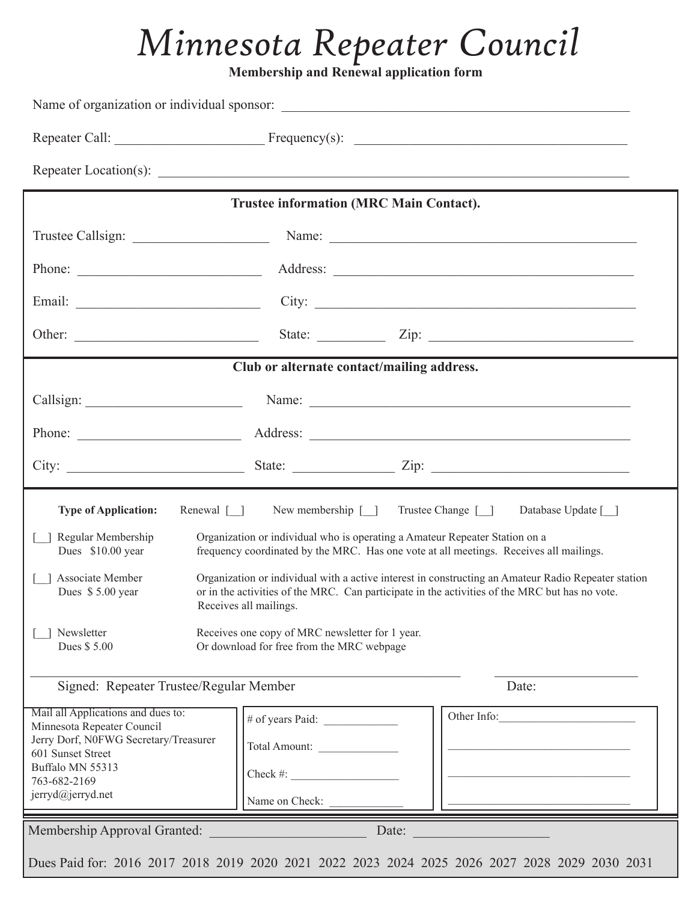# *Minnesota Repeater Council*

**Membership and Renewal application form**

Name of organization or individual sponsor: ____________________________________________________

Repeater Call: ______________________ Frequency(s): ________________________________________

Repeater Location(s): ______________________________________________________________________

**Trustee information (MRC Main Contact).**

Trustee Callsign: ____________________ Name: ______________________________________________

Phone: ___________________________ Address: ____________________________________________

Email: ___________________________ City: ________________________________________________

Other: ___________________________ State: __________ Zip: ______________________________

**Club or alternate contact/mailing address.**

Callsign: _______________________ Name: ________________________________________________

Phone: ________________________ Address: ______________________________________________

City: ___________________________ State: _______________ Zip: ____________________________

**Type of Application:** Renewal [__] New membership [__] Trustee Change [__] Database Update [__]

[__] Regular Membership
Dues $10.00 year
Organization or individual who is operating a Amateur Repeater Station on a frequency coordinated by the MRC. Has one vote at all meetings. Receives all mailings.

[__] Associate Member
Dues $ 5.00 year
Organization or individual with a active interest in constructing an Amateur Radio Repeater station or in the activities of the MRC. Can participate in the activities of the MRC but has no vote. Receives all mailings.

[__] Newsletter
Dues $ 5.00
Receives one copy of MRC newsletter for 1 year. Or download for free from the MRC webpage

_____________________________________________________________ ____________________

Signed: Repeater Trustee/Regular Member Date:

Mail all Applications and dues to:
Minnesota Repeater Council
Jerry Dorf, N0FWG Secretary/Treasurer
601 Sunset Street
Buffalo MN 55313
763-682-2169
jerryd@jerryd.net

\# of years Paid: ____________

Total Amount: ______________

Check #: ___________________

Name on Check: _____________

Other Info:________________________

___________________________________

___________________________________

___________________________________

Membership Approval Granted: _______________________ Date: ____________________

Dues Paid for: 2016 2017 2018 2019 2020 2021 2022 2023 2024 2025 2026 2027 2028 2029 2030 2031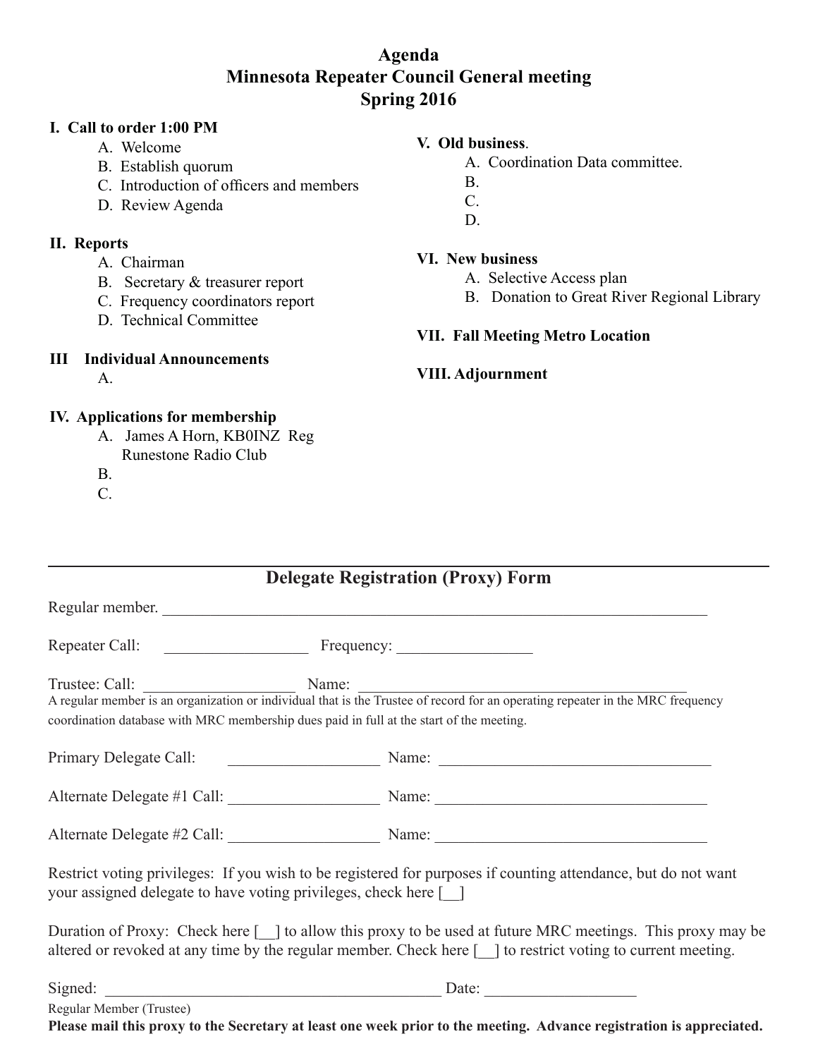# Agenda
# Minnesota Repeater Council General meeting
# Spring 2016

**I. Call to order 1:00 PM**

A. Welcome
B. Establish quorum
C. Introduction of officers and members
D. Review Agenda

**II. Reports**

A. Chairman
B. Secretary & treasurer report
C. Frequency coordinators report
D. Technical Committee

**III Individual Announcements**

A.

**IV. Applications for membership**

A. James A Horn, KB0INZ Reg
Runestone Radio Club
B.
C.

**V. Old business**.

A. Coordination Data committee.
B.
C.
D.

**VI. New business**

A. Selective Access plan
B. Donation to Great River Regional Library

**VII. Fall Meeting Metro Location**

**VIII. Adjournment**

---

## Delegate Registration (Proxy) Form

Regular member. ______________________________________________________________________

Repeater Call: __________________ Frequency: _________________

Trustee: Call: ___________________ Name: __________________________________________

A regular member is an organization or individual that is the Trustee of record for an operating repeater in the MRC frequency coordination database with MRC membership dues paid in full at the start of the meeting.

Primary Delegate Call: ___________________ Name: ___________________________________

Alternate Delegate #1 Call: ___________________ Name: ___________________________________

Alternate Delegate #2 Call: ___________________ Name: ___________________________________

Restrict voting privileges: If you wish to be registered for purposes if counting attendance, but do not want your assigned delegate to have voting privileges, check here [__]

Duration of Proxy: Check here [__] to allow this proxy to be used at future MRC meetings. This proxy may be altered or revoked at any time by the regular member. Check here [__] to restrict voting to current meeting.

Signed: __________________________________________ Date: ___________________

Regular Member (Trustee)

**Please mail this proxy to the Secretary at least one week prior to the meeting. Advance registration is appreciated.**